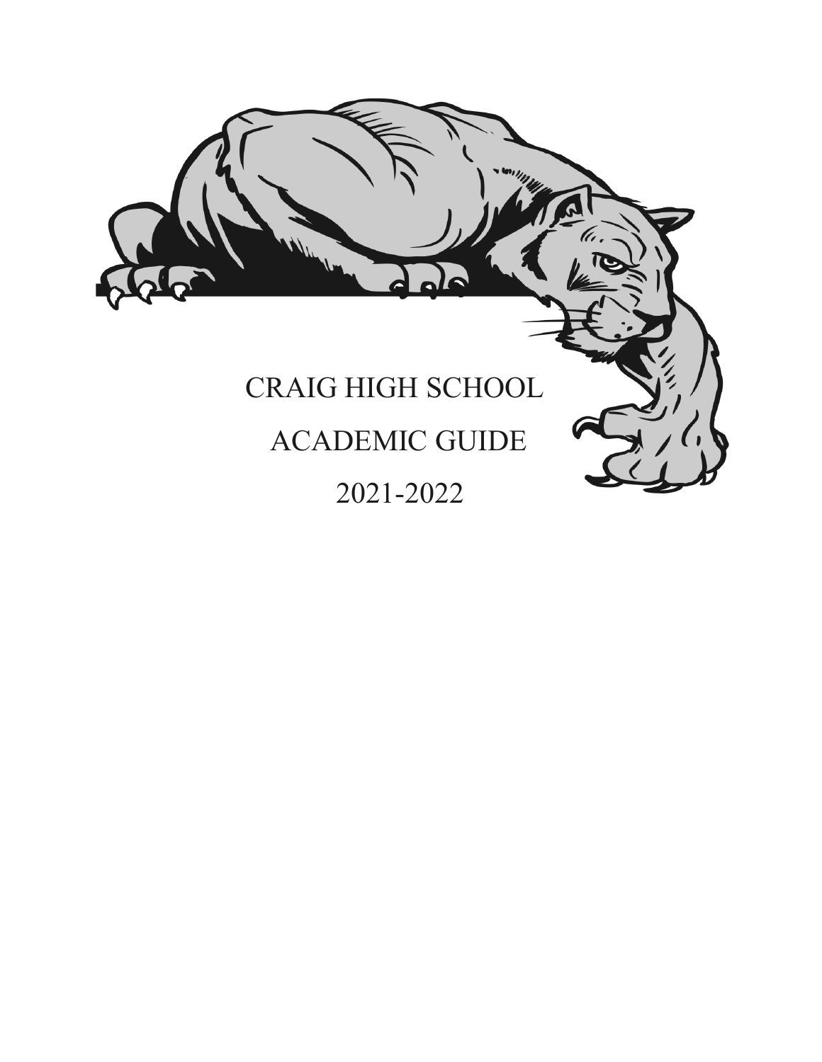# CRAIG HIGH SCHOOL

# ACADEMIC GUIDE

# 2021-2022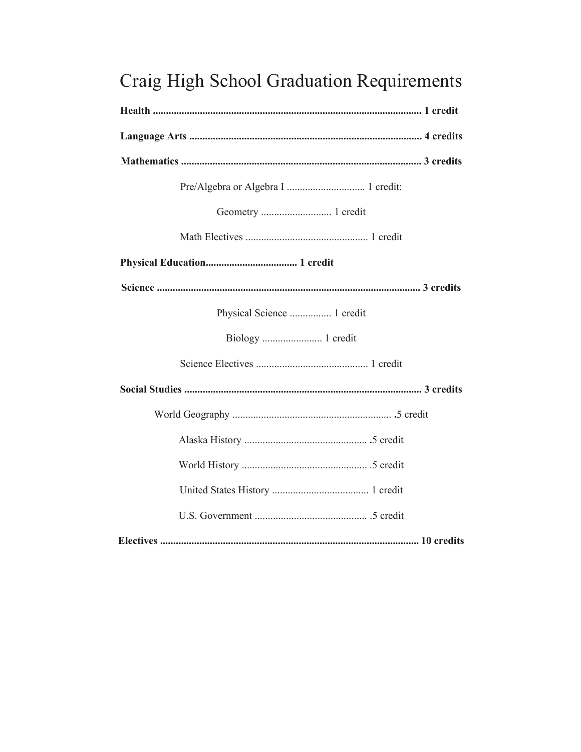# Craig High School Graduation Requirements

**Health ....................................................................................................... 1 credit**

**Language Arts ......................................................................................... 4 credits**

**Mathematics ........................................................................................... 3 credits**

Pre/Algebra or Algebra I .............................. 1 credit:

Geometry ........................... 1 credit

Math Electives ............................................... 1 credit

**Physical Education.................................. 1 credit**

**Science .................................................................................................... 3 credits**

Physical Science ................ 1 credit

Biology ....................... 1 credit

Science Electives ........................................... 1 credit

**Social Studies .......................................................................................... 3 credits**

World Geography ............................................................ **.**5 credit

Alaska History ............................................... **.**5 credit

World History ................................................ .5 credit

United States History ..................................... 1 credit

U.S. Government ........................................... .5 credit

**Electives .................................................................................................. 10 credits**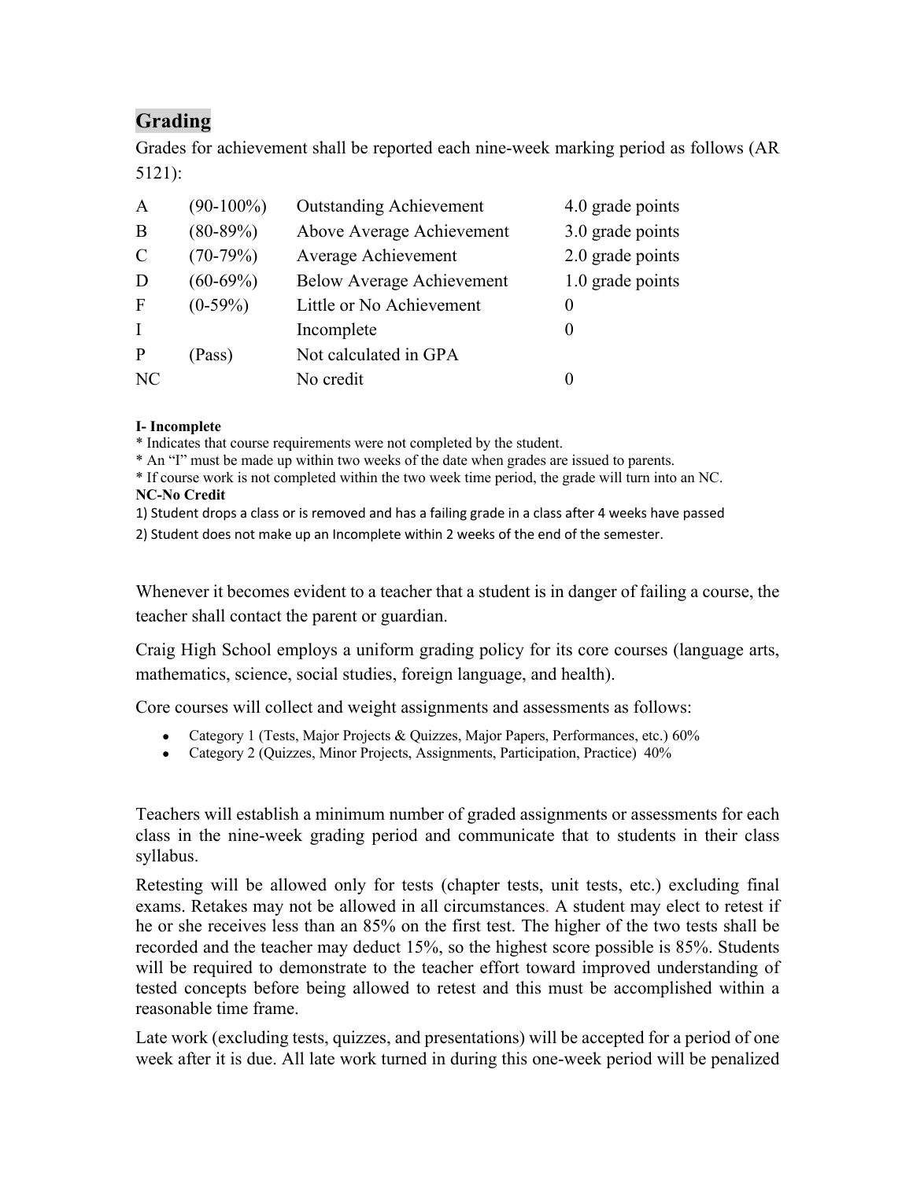## Grading

Grades for achievement shall be reported each nine-week marking period as follows (AR 5121):

| | | | |
|---|---|---|---|
| A | (90-100%) | Outstanding Achievement | 4.0 grade points |
| B | (80-89%) | Above Average Achievement | 3.0 grade points |
| C | (70-79%) | Average Achievement | 2.0 grade points |
| D | (60-69%) | Below Average Achievement | 1.0 grade points |
| F | (0-59%) | Little or No Achievement | 0 |
| I | | Incomplete | 0 |
| P | (Pass) | Not calculated in GPA | |
| NC | | No credit | 0 |

**I- Incomplete**

* Indicates that course requirements were not completed by the student.
* An "I" must be made up within two weeks of the date when grades are issued to parents.
* If course work is not completed within the two week time period, the grade will turn into an NC.

**NC-No Credit**

1) Student drops a class or is removed and has a failing grade in a class after 4 weeks have passed
2) Student does not make up an Incomplete within 2 weeks of the end of the semester.

Whenever it becomes evident to a teacher that a student is in danger of failing a course, the teacher shall contact the parent or guardian.

Craig High School employs a uniform grading policy for its core courses (language arts, mathematics, science, social studies, foreign language, and health).

Core courses will collect and weight assignments and assessments as follows:

- Category 1 (Tests, Major Projects & Quizzes, Major Papers, Performances, etc.) 60%
- Category 2 (Quizzes, Minor Projects, Assignments, Participation, Practice) 40%

Teachers will establish a minimum number of graded assignments or assessments for each class in the nine-week grading period and communicate that to students in their class syllabus.

Retesting will be allowed only for tests (chapter tests, unit tests, etc.) excluding final exams. Retakes may not be allowed in all circumstances. A student may elect to retest if he or she receives less than an 85% on the first test. The higher of the two tests shall be recorded and the teacher may deduct 15%, so the highest score possible is 85%. Students will be required to demonstrate to the teacher effort toward improved understanding of tested concepts before being allowed to retest and this must be accomplished within a reasonable time frame.

Late work (excluding tests, quizzes, and presentations) will be accepted for a period of one week after it is due. All late work turned in during this one-week period will be penalized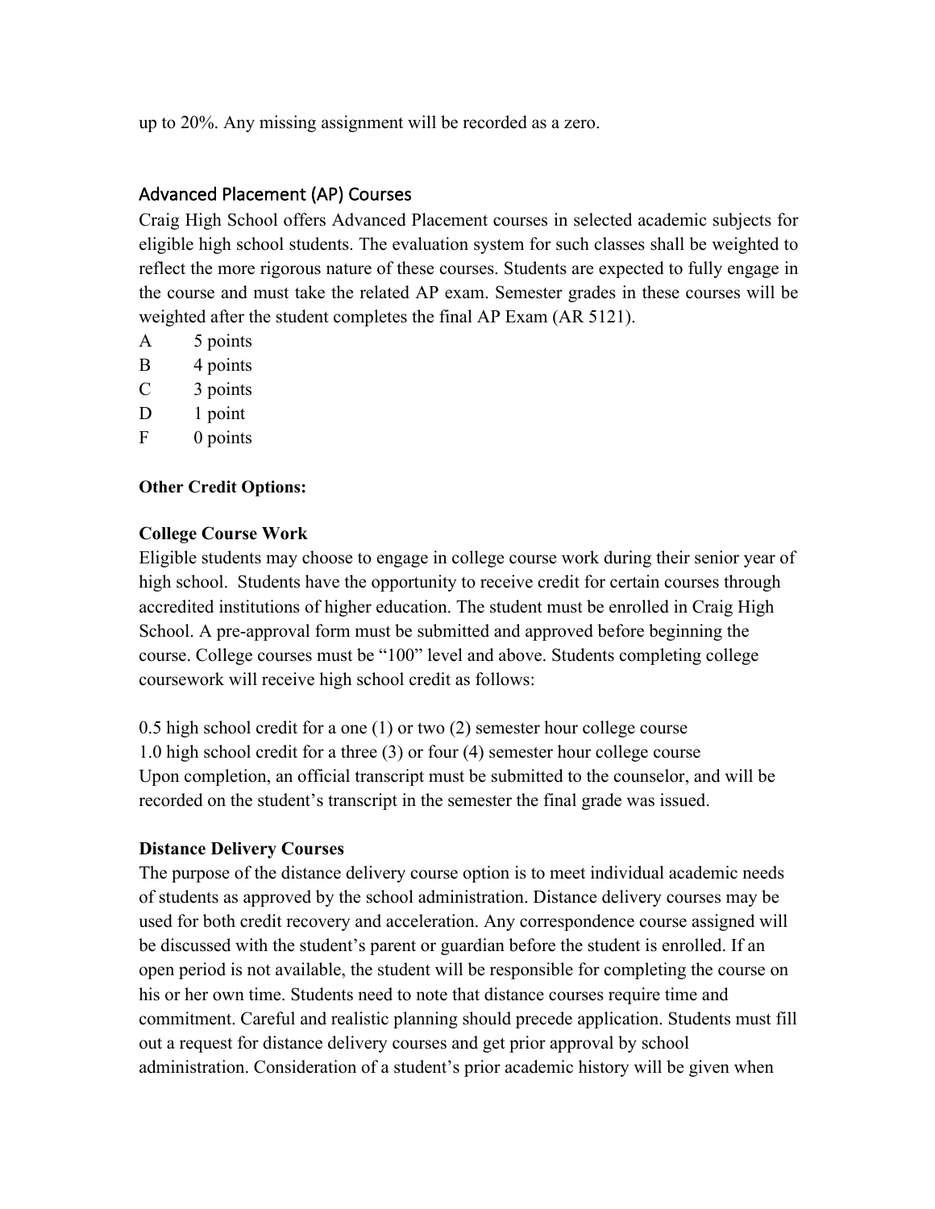up to 20%. Any missing assignment will be recorded as a zero.

## Advanced Placement (AP) Courses

Craig High School offers Advanced Placement courses in selected academic subjects for eligible high school students. The evaluation system for such classes shall be weighted to reflect the more rigorous nature of these courses. Students are expected to fully engage in the course and must take the related AP exam. Semester grades in these courses will be weighted after the student completes the final AP Exam (AR 5121).

A 5 points
B 4 points
C 3 points
D 1 point
F 0 points

**Other Credit Options:**

**College Course Work**

Eligible students may choose to engage in college course work during their senior year of high school. Students have the opportunity to receive credit for certain courses through accredited institutions of higher education. The student must be enrolled in Craig High School. A pre-approval form must be submitted and approved before beginning the course. College courses must be "100" level and above. Students completing college coursework will receive high school credit as follows:

0.5 high school credit for a one (1) or two (2) semester hour college course
1.0 high school credit for a three (3) or four (4) semester hour college course
Upon completion, an official transcript must be submitted to the counselor, and will be recorded on the student's transcript in the semester the final grade was issued.

**Distance Delivery Courses**

The purpose of the distance delivery course option is to meet individual academic needs of students as approved by the school administration. Distance delivery courses may be used for both credit recovery and acceleration. Any correspondence course assigned will be discussed with the student's parent or guardian before the student is enrolled. If an open period is not available, the student will be responsible for completing the course on his or her own time. Students need to note that distance courses require time and commitment. Careful and realistic planning should precede application. Students must fill out a request for distance delivery courses and get prior approval by school administration. Consideration of a student's prior academic history will be given when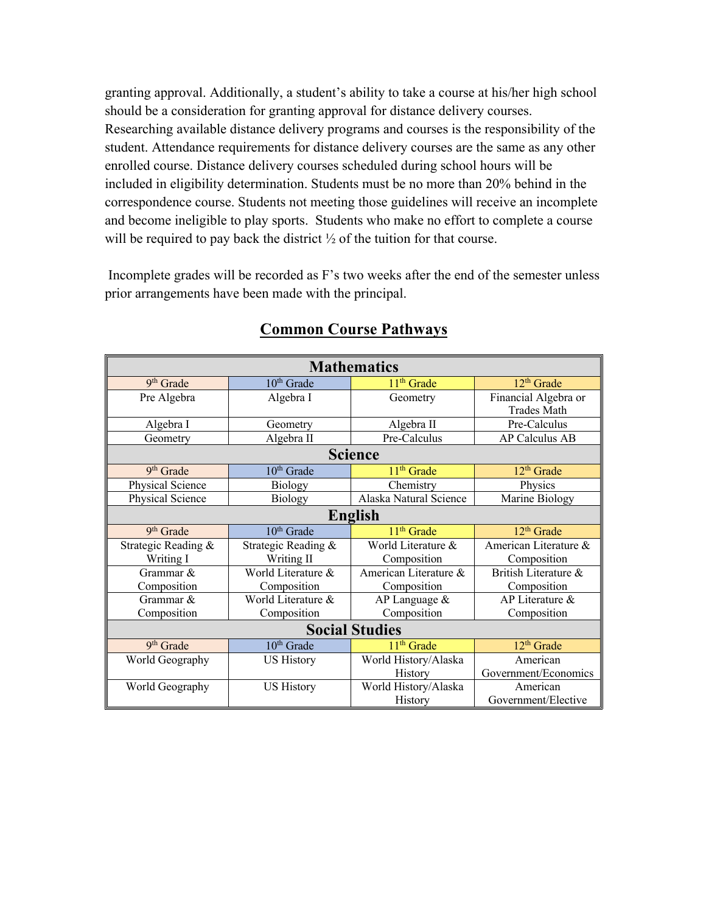granting approval. Additionally, a student's ability to take a course at his/her high school should be a consideration for granting approval for distance delivery courses. Researching available distance delivery programs and courses is the responsibility of the student. Attendance requirements for distance delivery courses are the same as any other enrolled course. Distance delivery courses scheduled during school hours will be included in eligibility determination. Students must be no more than 20% behind in the correspondence course. Students not meeting those guidelines will receive an incomplete and become ineligible to play sports. Students who make no effort to complete a course will be required to pay back the district ½ of the tuition for that course.

Incomplete grades will be recorded as F's two weeks after the end of the semester unless prior arrangements have been made with the principal.

## Common Course Pathways

| **Mathematics** | | | |
|---|---|---|---|
| 9th Grade | 10th Grade | 11th Grade | 12th Grade |
| Pre Algebra | Algebra I | Geometry | Financial Algebra or Trades Math |
| Algebra I | Geometry | Algebra II | Pre-Calculus |
| Geometry | Algebra II | Pre-Calculus | AP Calculus AB |
| **Science** | | | |
| 9th Grade | 10th Grade | 11th Grade | 12th Grade |
| Physical Science | Biology | Chemistry | Physics |
| Physical Science | Biology | Alaska Natural Science | Marine Biology |
| **English** | | | |
| 9th Grade | 10th Grade | 11th Grade | 12th Grade |
| Strategic Reading & Writing I | Strategic Reading & Writing II | World Literature & Composition | American Literature & Composition |
| Grammar & Composition | World Literature & Composition | American Literature & Composition | British Literature & Composition |
| Grammar & Composition | World Literature & Composition | AP Language & Composition | AP Literature & Composition |
| **Social Studies** | | | |
| 9th Grade | 10th Grade | 11th Grade | 12th Grade |
| World Geography | US History | World History/Alaska History | American Government/Economics |
| World Geography | US History | World History/Alaska History | American Government/Elective |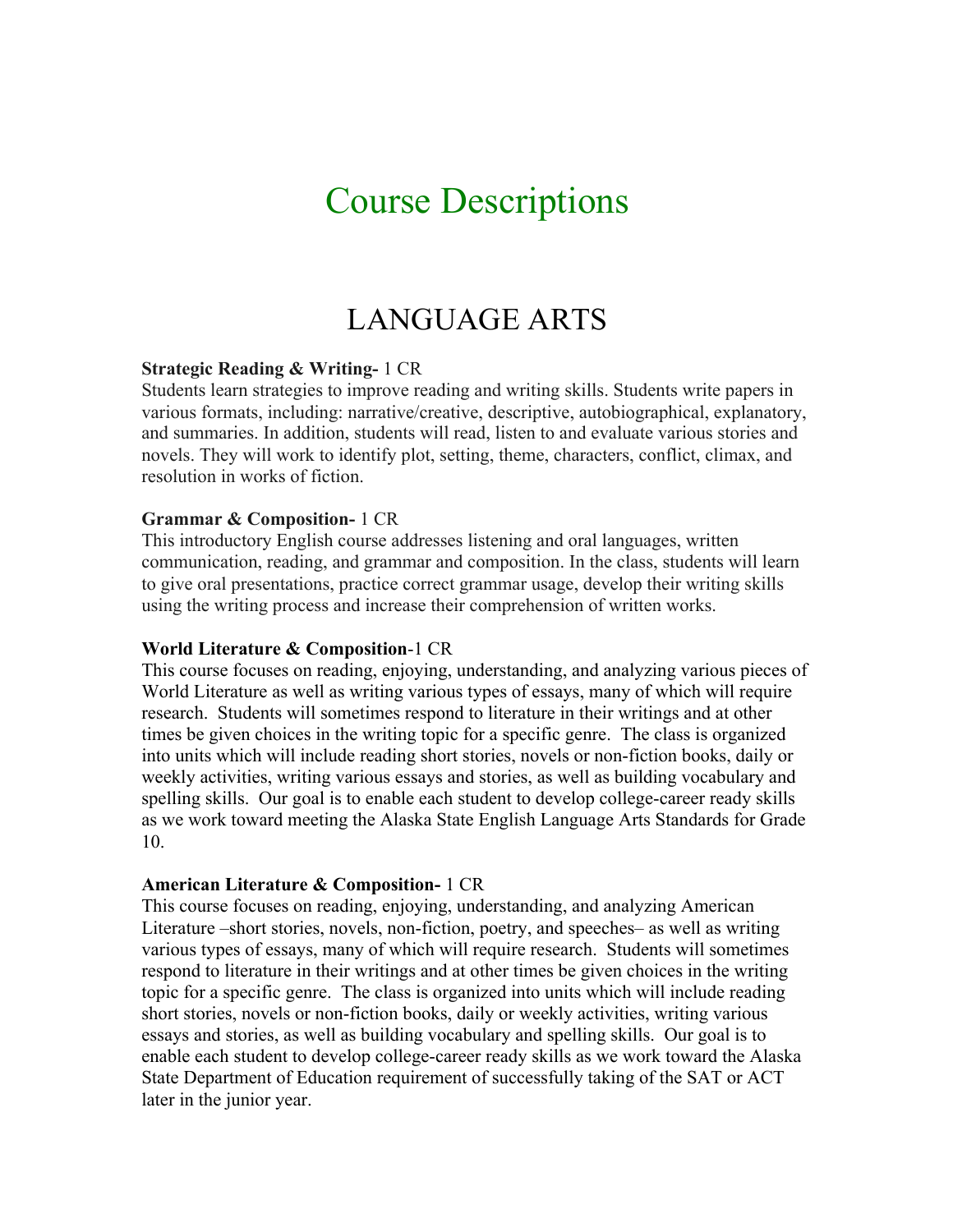# Course Descriptions

## LANGUAGE ARTS

**Strategic Reading & Writing-** 1 CR
Students learn strategies to improve reading and writing skills. Students write papers in various formats, including: narrative/creative, descriptive, autobiographical, explanatory, and summaries. In addition, students will read, listen to and evaluate various stories and novels. They will work to identify plot, setting, theme, characters, conflict, climax, and resolution in works of fiction.

**Grammar & Composition-** 1 CR
This introductory English course addresses listening and oral languages, written communication, reading, and grammar and composition. In the class, students will learn to give oral presentations, practice correct grammar usage, develop their writing skills using the writing process and increase their comprehension of written works.

**World Literature & Composition**-1 CR
This course focuses on reading, enjoying, understanding, and analyzing various pieces of World Literature as well as writing various types of essays, many of which will require research. Students will sometimes respond to literature in their writings and at other times be given choices in the writing topic for a specific genre. The class is organized into units which will include reading short stories, novels or non-fiction books, daily or weekly activities, writing various essays and stories, as well as building vocabulary and spelling skills. Our goal is to enable each student to develop college-career ready skills as we work toward meeting the Alaska State English Language Arts Standards for Grade 10.

**American Literature & Composition-** 1 CR
This course focuses on reading, enjoying, understanding, and analyzing American Literature –short stories, novels, non-fiction, poetry, and speeches– as well as writing various types of essays, many of which will require research. Students will sometimes respond to literature in their writings and at other times be given choices in the writing topic for a specific genre. The class is organized into units which will include reading short stories, novels or non-fiction books, daily or weekly activities, writing various essays and stories, as well as building vocabulary and spelling skills. Our goal is to enable each student to develop college-career ready skills as we work toward the Alaska State Department of Education requirement of successfully taking of the SAT or ACT later in the junior year.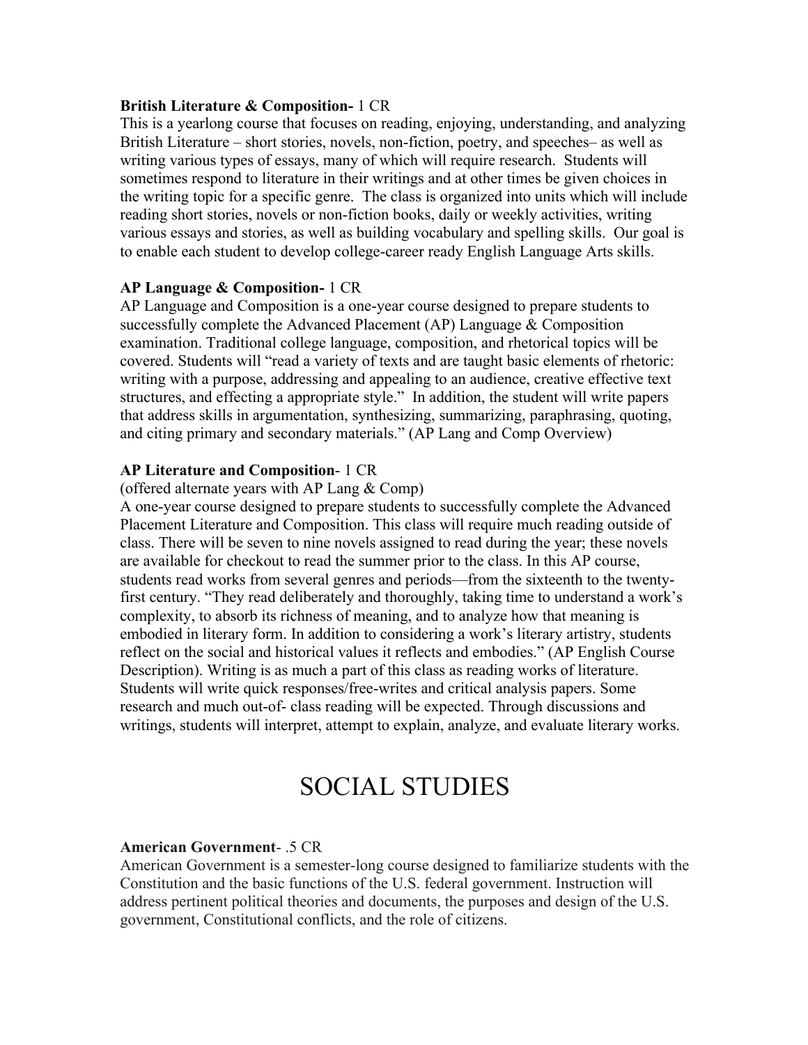**British Literature & Composition-** 1 CR
This is a yearlong course that focuses on reading, enjoying, understanding, and analyzing British Literature – short stories, novels, non-fiction, poetry, and speeches– as well as writing various types of essays, many of which will require research. Students will sometimes respond to literature in their writings and at other times be given choices in the writing topic for a specific genre. The class is organized into units which will include reading short stories, novels or non-fiction books, daily or weekly activities, writing various essays and stories, as well as building vocabulary and spelling skills. Our goal is to enable each student to develop college-career ready English Language Arts skills.

**AP Language & Composition-** 1 CR
AP Language and Composition is a one-year course designed to prepare students to successfully complete the Advanced Placement (AP) Language & Composition examination. Traditional college language, composition, and rhetorical topics will be covered. Students will "read a variety of texts and are taught basic elements of rhetoric: writing with a purpose, addressing and appealing to an audience, creative effective text structures, and effecting a appropriate style." In addition, the student will write papers that address skills in argumentation, synthesizing, summarizing, paraphrasing, quoting, and citing primary and secondary materials." (AP Lang and Comp Overview)

**AP Literature and Composition**- 1 CR
(offered alternate years with AP Lang & Comp)
A one-year course designed to prepare students to successfully complete the Advanced Placement Literature and Composition. This class will require much reading outside of class. There will be seven to nine novels assigned to read during the year; these novels are available for checkout to read the summer prior to the class. In this AP course, students read works from several genres and periods—from the sixteenth to the twenty-first century. "They read deliberately and thoroughly, taking time to understand a work's complexity, to absorb its richness of meaning, and to analyze how that meaning is embodied in literary form. In addition to considering a work's literary artistry, students reflect on the social and historical values it reflects and embodies." (AP English Course Description). Writing is as much a part of this class as reading works of literature. Students will write quick responses/free-writes and critical analysis papers. Some research and much out-of- class reading will be expected. Through discussions and writings, students will interpret, attempt to explain, analyze, and evaluate literary works.

# SOCIAL STUDIES

**American Government**- .5 CR
American Government is a semester-long course designed to familiarize students with the Constitution and the basic functions of the U.S. federal government. Instruction will address pertinent political theories and documents, the purposes and design of the U.S. government, Constitutional conflicts, and the role of citizens.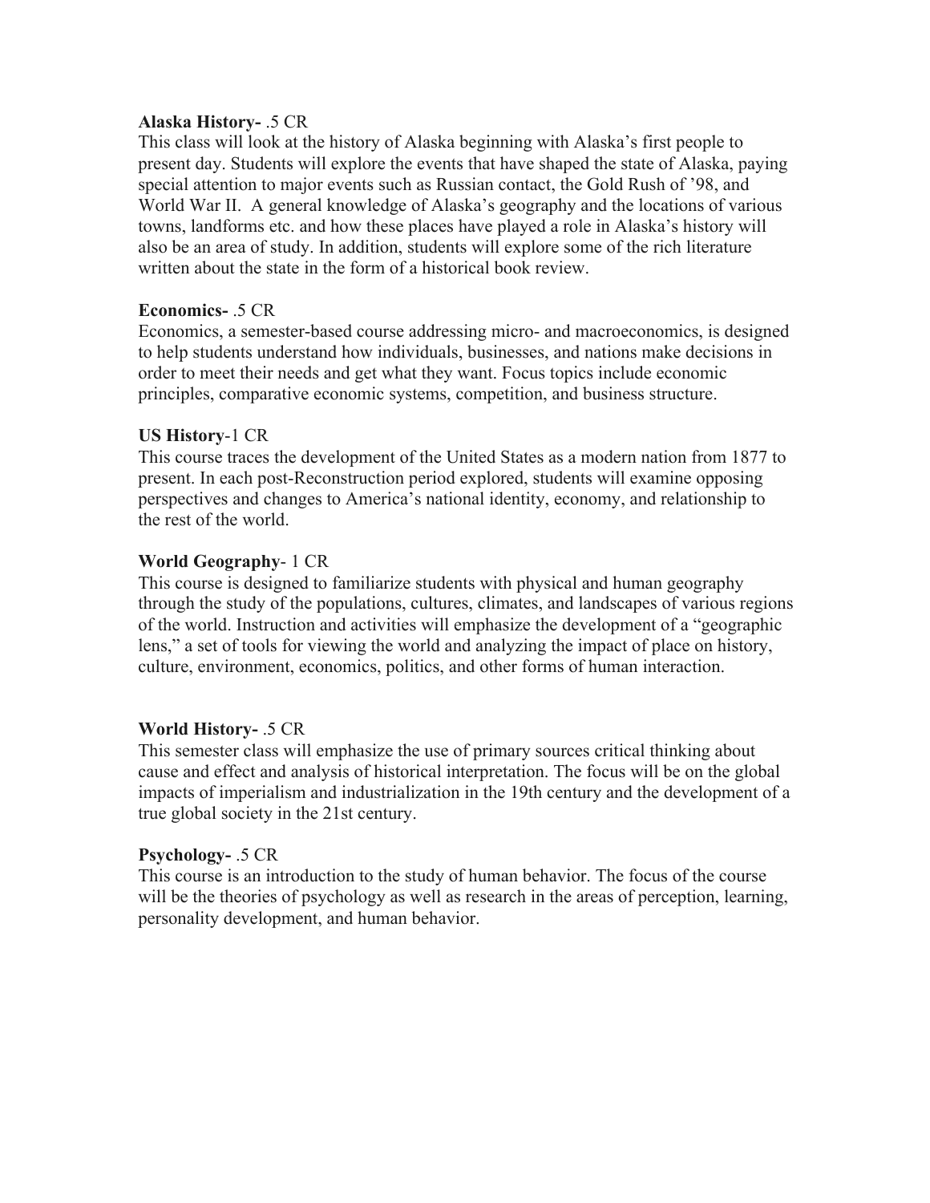**Alaska History-** .5 CR
This class will look at the history of Alaska beginning with Alaska's first people to present day. Students will explore the events that have shaped the state of Alaska, paying special attention to major events such as Russian contact, the Gold Rush of '98, and World War II. A general knowledge of Alaska's geography and the locations of various towns, landforms etc. and how these places have played a role in Alaska's history will also be an area of study. In addition, students will explore some of the rich literature written about the state in the form of a historical book review.

**Economics-** .5 CR
Economics, a semester-based course addressing micro- and macroeconomics, is designed to help students understand how individuals, businesses, and nations make decisions in order to meet their needs and get what they want. Focus topics include economic principles, comparative economic systems, competition, and business structure.

**US History**-1 CR
This course traces the development of the United States as a modern nation from 1877 to present. In each post-Reconstruction period explored, students will examine opposing perspectives and changes to America's national identity, economy, and relationship to the rest of the world.

**World Geography**- 1 CR
This course is designed to familiarize students with physical and human geography through the study of the populations, cultures, climates, and landscapes of various regions of the world. Instruction and activities will emphasize the development of a "geographic lens," a set of tools for viewing the world and analyzing the impact of place on history, culture, environment, economics, politics, and other forms of human interaction.

**World History-** .5 CR
This semester class will emphasize the use of primary sources critical thinking about cause and effect and analysis of historical interpretation. The focus will be on the global impacts of imperialism and industrialization in the 19th century and the development of a true global society in the 21st century.

**Psychology-** .5 CR
This course is an introduction to the study of human behavior. The focus of the course will be the theories of psychology as well as research in the areas of perception, learning, personality development, and human behavior.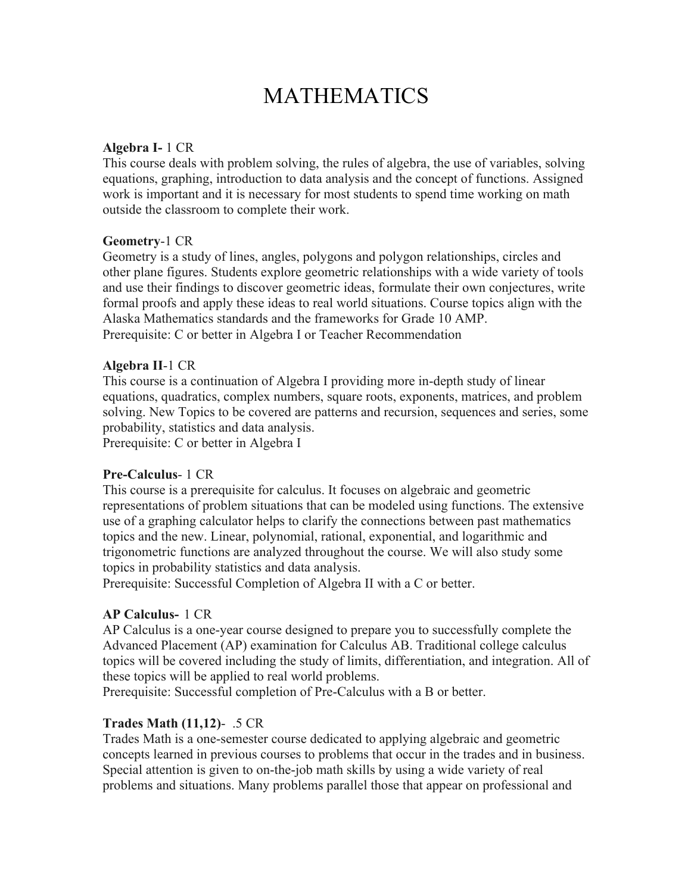# MATHEMATICS

**Algebra I-** 1 CR
This course deals with problem solving, the rules of algebra, the use of variables, solving equations, graphing, introduction to data analysis and the concept of functions. Assigned work is important and it is necessary for most students to spend time working on math outside the classroom to complete their work.

**Geometry**-1 CR
Geometry is a study of lines, angles, polygons and polygon relationships, circles and other plane figures. Students explore geometric relationships with a wide variety of tools and use their findings to discover geometric ideas, formulate their own conjectures, write formal proofs and apply these ideas to real world situations. Course topics align with the Alaska Mathematics standards and the frameworks for Grade 10 AMP.
Prerequisite: C or better in Algebra I or Teacher Recommendation

**Algebra II**-1 CR
This course is a continuation of Algebra I providing more in-depth study of linear equations, quadratics, complex numbers, square roots, exponents, matrices, and problem solving. New Topics to be covered are patterns and recursion, sequences and series, some probability, statistics and data analysis.
Prerequisite: C or better in Algebra I

**Pre-Calculus**- 1 CR
This course is a prerequisite for calculus. It focuses on algebraic and geometric representations of problem situations that can be modeled using functions. The extensive use of a graphing calculator helps to clarify the connections between past mathematics topics and the new. Linear, polynomial, rational, exponential, and logarithmic and trigonometric functions are analyzed throughout the course. We will also study some topics in probability statistics and data analysis.
Prerequisite: Successful Completion of Algebra II with a C or better.

**AP Calculus-** 1 CR
AP Calculus is a one-year course designed to prepare you to successfully complete the Advanced Placement (AP) examination for Calculus AB. Traditional college calculus topics will be covered including the study of limits, differentiation, and integration. All of these topics will be applied to real world problems.
Prerequisite: Successful completion of Pre-Calculus with a B or better.

**Trades Math (11,12)**- .5 CR
Trades Math is a one-semester course dedicated to applying algebraic and geometric concepts learned in previous courses to problems that occur in the trades and in business. Special attention is given to on-the-job math skills by using a wide variety of real problems and situations. Many problems parallel those that appear on professional and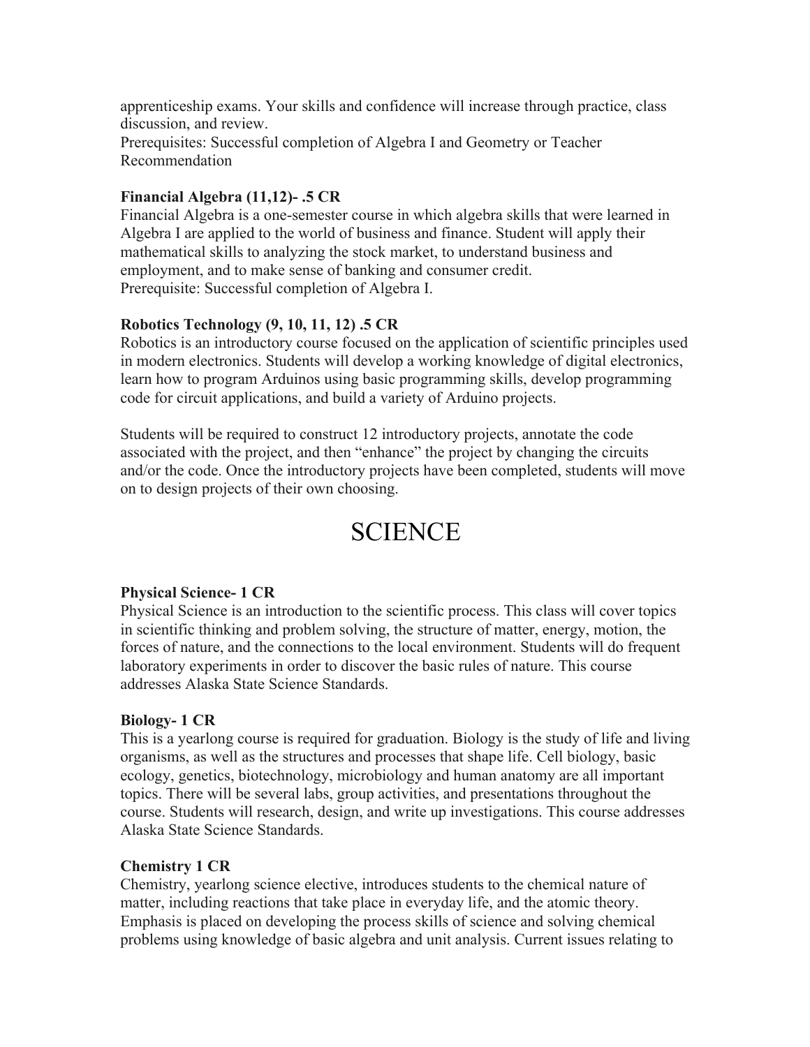apprenticeship exams. Your skills and confidence will increase through practice, class discussion, and review.
Prerequisites: Successful completion of Algebra I and Geometry or Teacher Recommendation

**Financial Algebra (11,12)- .5 CR**
Financial Algebra is a one-semester course in which algebra skills that were learned in Algebra I are applied to the world of business and finance. Student will apply their mathematical skills to analyzing the stock market, to understand business and employment, and to make sense of banking and consumer credit.
Prerequisite: Successful completion of Algebra I.

**Robotics Technology (9, 10, 11, 12) .5 CR**
Robotics is an introductory course focused on the application of scientific principles used in modern electronics. Students will develop a working knowledge of digital electronics, learn how to program Arduinos using basic programming skills, develop programming code for circuit applications, and build a variety of Arduino projects.

Students will be required to construct 12 introductory projects, annotate the code associated with the project, and then “enhance” the project by changing the circuits and/or the code. Once the introductory projects have been completed, students will move on to design projects of their own choosing.

# SCIENCE

**Physical Science- 1 CR**
Physical Science is an introduction to the scientific process. This class will cover topics in scientific thinking and problem solving, the structure of matter, energy, motion, the forces of nature, and the connections to the local environment. Students will do frequent laboratory experiments in order to discover the basic rules of nature. This course addresses Alaska State Science Standards.

**Biology- 1 CR**
This is a yearlong course is required for graduation. Biology is the study of life and living organisms, as well as the structures and processes that shape life. Cell biology, basic ecology, genetics, biotechnology, microbiology and human anatomy are all important topics. There will be several labs, group activities, and presentations throughout the course. Students will research, design, and write up investigations. This course addresses Alaska State Science Standards.

**Chemistry 1 CR**
Chemistry, yearlong science elective, introduces students to the chemical nature of matter, including reactions that take place in everyday life, and the atomic theory. Emphasis is placed on developing the process skills of science and solving chemical problems using knowledge of basic algebra and unit analysis. Current issues relating to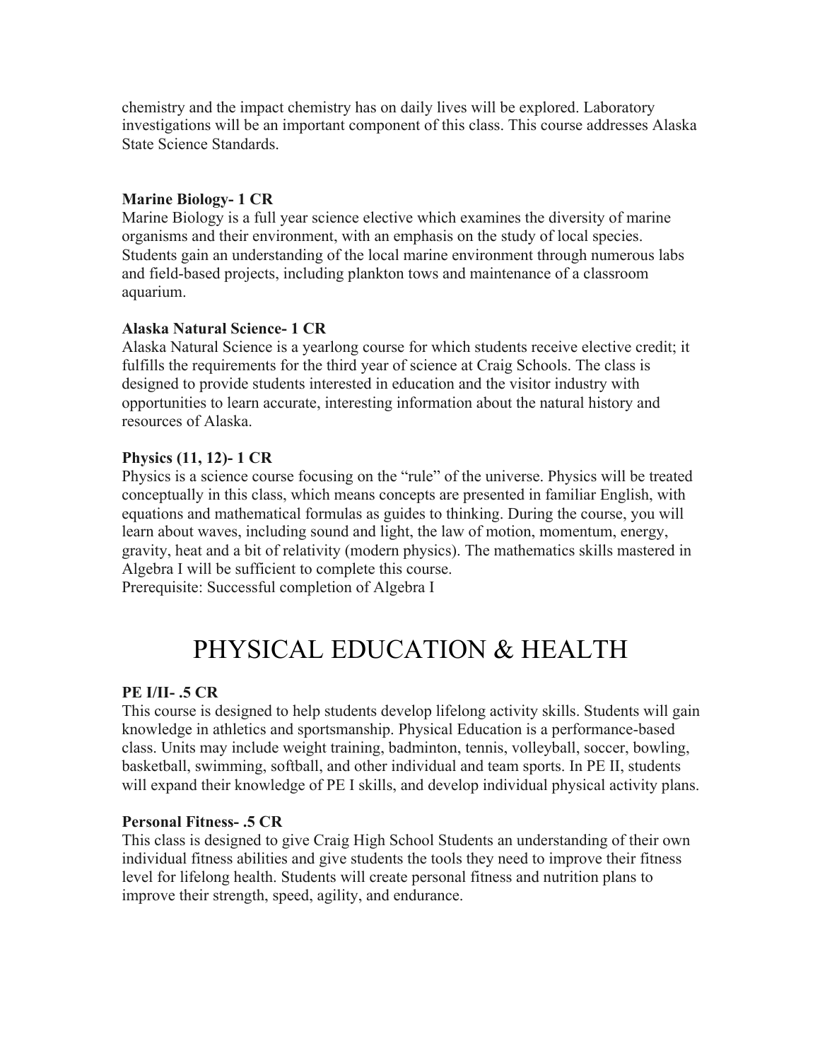chemistry and the impact chemistry has on daily lives will be explored. Laboratory investigations will be an important component of this class. This course addresses Alaska State Science Standards.

**Marine Biology- 1 CR**
Marine Biology is a full year science elective which examines the diversity of marine organisms and their environment, with an emphasis on the study of local species. Students gain an understanding of the local marine environment through numerous labs and field-based projects, including plankton tows and maintenance of a classroom aquarium.

**Alaska Natural Science- 1 CR**
Alaska Natural Science is a yearlong course for which students receive elective credit; it fulfills the requirements for the third year of science at Craig Schools. The class is designed to provide students interested in education and the visitor industry with opportunities to learn accurate, interesting information about the natural history and resources of Alaska.

**Physics (11, 12)- 1 CR**
Physics is a science course focusing on the "rule" of the universe. Physics will be treated conceptually in this class, which means concepts are presented in familiar English, with equations and mathematical formulas as guides to thinking. During the course, you will learn about waves, including sound and light, the law of motion, momentum, energy, gravity, heat and a bit of relativity (modern physics). The mathematics skills mastered in Algebra I will be sufficient to complete this course.
Prerequisite: Successful completion of Algebra I

# PHYSICAL EDUCATION & HEALTH

**PE I/II- .5 CR**
This course is designed to help students develop lifelong activity skills. Students will gain knowledge in athletics and sportsmanship. Physical Education is a performance-based class. Units may include weight training, badminton, tennis, volleyball, soccer, bowling, basketball, swimming, softball, and other individual and team sports. In PE II, students will expand their knowledge of PE I skills, and develop individual physical activity plans.

**Personal Fitness- .5 CR**
This class is designed to give Craig High School Students an understanding of their own individual fitness abilities and give students the tools they need to improve their fitness level for lifelong health. Students will create personal fitness and nutrition plans to improve their strength, speed, agility, and endurance.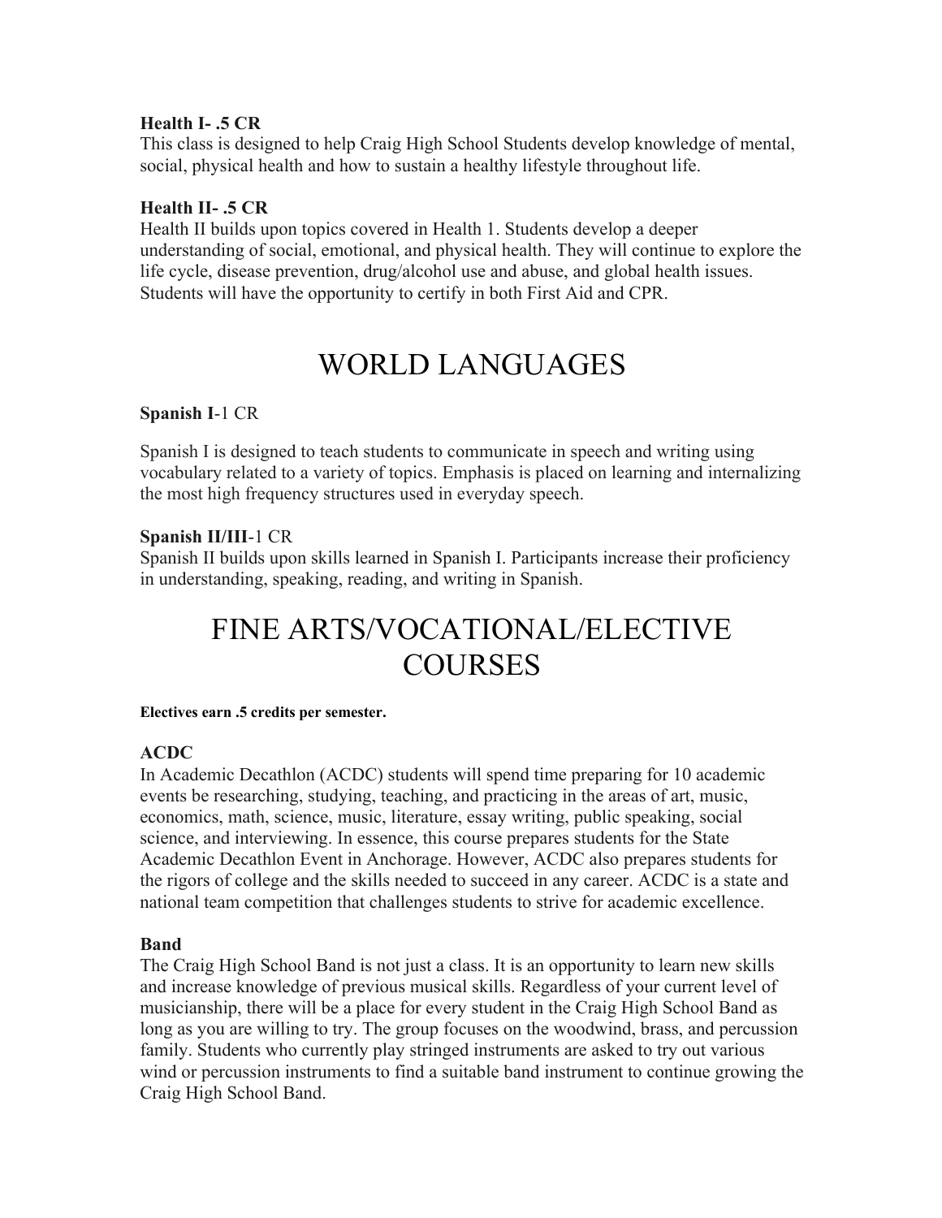**Health I- .5 CR**
This class is designed to help Craig High School Students develop knowledge of mental, social, physical health and how to sustain a healthy lifestyle throughout life.

**Health II- .5 CR**
Health II builds upon topics covered in Health 1. Students develop a deeper understanding of social, emotional, and physical health. They will continue to explore the life cycle, disease prevention, drug/alcohol use and abuse, and global health issues. Students will have the opportunity to certify in both First Aid and CPR.

# WORLD LANGUAGES

**Spanish I**-1 CR

Spanish I is designed to teach students to communicate in speech and writing using vocabulary related to a variety of topics. Emphasis is placed on learning and internalizing the most high frequency structures used in everyday speech.

**Spanish II/III**-1 CR
Spanish II builds upon skills learned in Spanish I. Participants increase their proficiency in understanding, speaking, reading, and writing in Spanish.

# FINE ARTS/VOCATIONAL/ELECTIVE COURSES

**Electives earn .5 credits per semester.**

**ACDC**
In Academic Decathlon (ACDC) students will spend time preparing for 10 academic events be researching, studying, teaching, and practicing in the areas of art, music, economics, math, science, music, literature, essay writing, public speaking, social science, and interviewing. In essence, this course prepares students for the State Academic Decathlon Event in Anchorage. However, ACDC also prepares students for the rigors of college and the skills needed to succeed in any career. ACDC is a state and national team competition that challenges students to strive for academic excellence.

**Band**
The Craig High School Band is not just a class. It is an opportunity to learn new skills and increase knowledge of previous musical skills. Regardless of your current level of musicianship, there will be a place for every student in the Craig High School Band as long as you are willing to try. The group focuses on the woodwind, brass, and percussion family. Students who currently play stringed instruments are asked to try out various wind or percussion instruments to find a suitable band instrument to continue growing the Craig High School Band.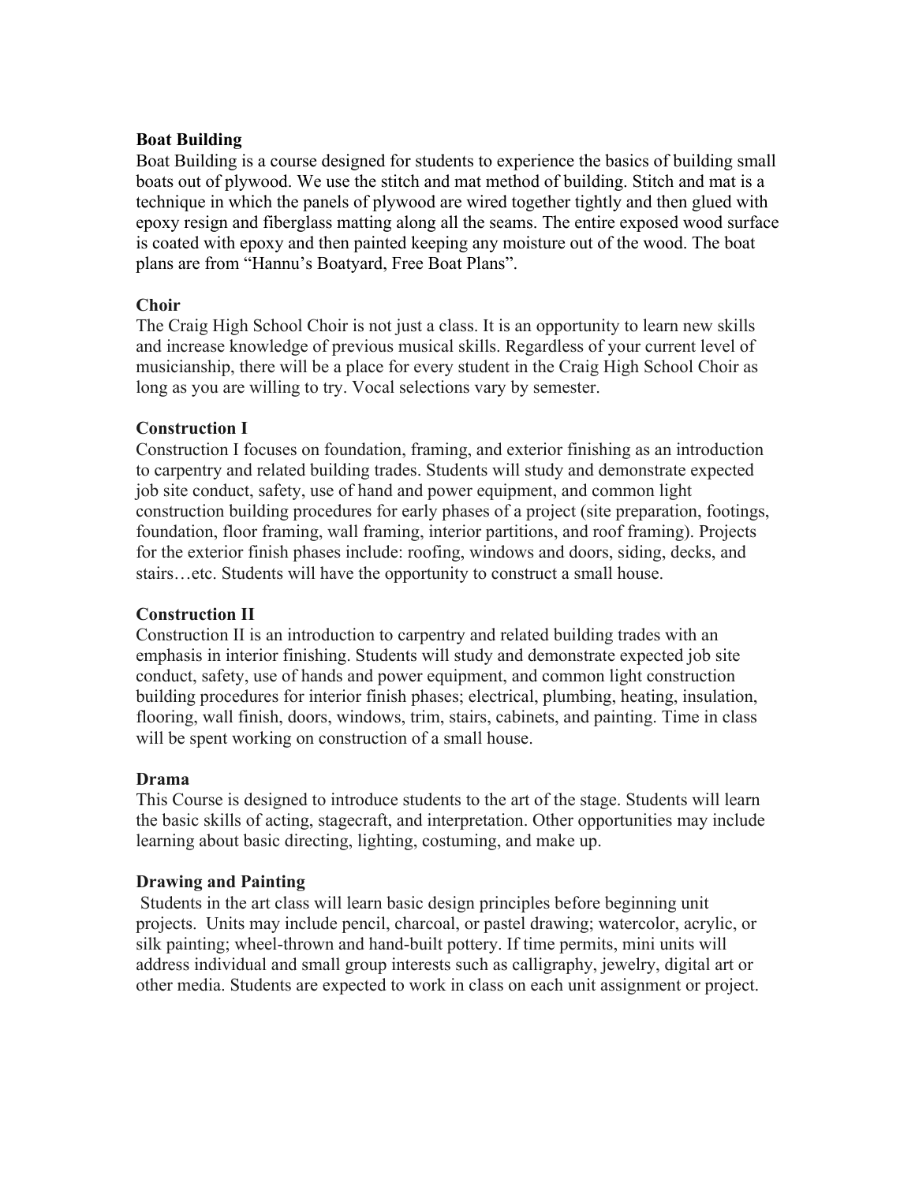**Boat Building**

Boat Building is a course designed for students to experience the basics of building small boats out of plywood. We use the stitch and mat method of building. Stitch and mat is a technique in which the panels of plywood are wired together tightly and then glued with epoxy resign and fiberglass matting along all the seams. The entire exposed wood surface is coated with epoxy and then painted keeping any moisture out of the wood. The boat plans are from "Hannu's Boatyard, Free Boat Plans".

**Choir**

The Craig High School Choir is not just a class. It is an opportunity to learn new skills and increase knowledge of previous musical skills. Regardless of your current level of musicianship, there will be a place for every student in the Craig High School Choir as long as you are willing to try. Vocal selections vary by semester.

**Construction I**

Construction I focuses on foundation, framing, and exterior finishing as an introduction to carpentry and related building trades. Students will study and demonstrate expected job site conduct, safety, use of hand and power equipment, and common light construction building procedures for early phases of a project (site preparation, footings, foundation, floor framing, wall framing, interior partitions, and roof framing). Projects for the exterior finish phases include: roofing, windows and doors, siding, decks, and stairs…etc. Students will have the opportunity to construct a small house.

**Construction II**

Construction II is an introduction to carpentry and related building trades with an emphasis in interior finishing. Students will study and demonstrate expected job site conduct, safety, use of hands and power equipment, and common light construction building procedures for interior finish phases; electrical, plumbing, heating, insulation, flooring, wall finish, doors, windows, trim, stairs, cabinets, and painting. Time in class will be spent working on construction of a small house.

**Drama**

This Course is designed to introduce students to the art of the stage. Students will learn the basic skills of acting, stagecraft, and interpretation. Other opportunities may include learning about basic directing, lighting, costuming, and make up.

**Drawing and Painting**

Students in the art class will learn basic design principles before beginning unit projects. Units may include pencil, charcoal, or pastel drawing; watercolor, acrylic, or silk painting; wheel-thrown and hand-built pottery. If time permits, mini units will address individual and small group interests such as calligraphy, jewelry, digital art or other media. Students are expected to work in class on each unit assignment or project.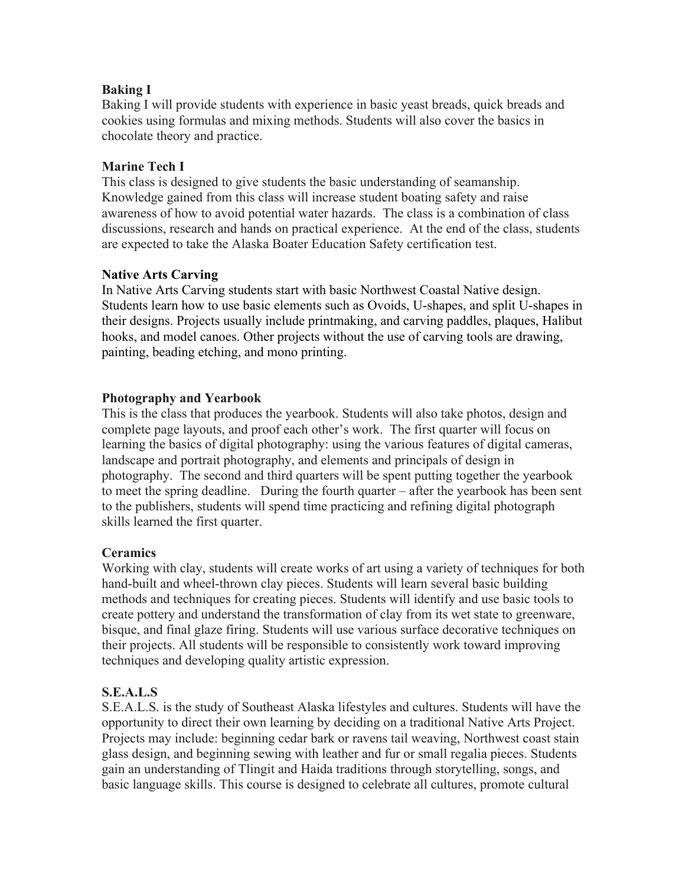**Baking I**
Baking I will provide students with experience in basic yeast breads, quick breads and cookies using formulas and mixing methods. Students will also cover the basics in chocolate theory and practice.

**Marine Tech I**
This class is designed to give students the basic understanding of seamanship. Knowledge gained from this class will increase student boating safety and raise awareness of how to avoid potential water hazards. The class is a combination of class discussions, research and hands on practical experience. At the end of the class, students are expected to take the Alaska Boater Education Safety certification test.

**Native Arts Carving**
In Native Arts Carving students start with basic Northwest Coastal Native design. Students learn how to use basic elements such as Ovoids, U-shapes, and split U-shapes in their designs. Projects usually include printmaking, and carving paddles, plaques, Halibut hooks, and model canoes. Other projects without the use of carving tools are drawing, painting, beading etching, and mono printing.

**Photography and Yearbook**
This is the class that produces the yearbook. Students will also take photos, design and complete page layouts, and proof each other's work. The first quarter will focus on learning the basics of digital photography: using the various features of digital cameras, landscape and portrait photography, and elements and principals of design in photography. The second and third quarters will be spent putting together the yearbook to meet the spring deadline. During the fourth quarter – after the yearbook has been sent to the publishers, students will spend time practicing and refining digital photograph skills learned the first quarter.

**Ceramics**
Working with clay, students will create works of art using a variety of techniques for both hand-built and wheel-thrown clay pieces. Students will learn several basic building methods and techniques for creating pieces. Students will identify and use basic tools to create pottery and understand the transformation of clay from its wet state to greenware, bisque, and final glaze firing. Students will use various surface decorative techniques on their projects. All students will be responsible to consistently work toward improving techniques and developing quality artistic expression.

**S.E.A.L.S**
S.E.A.L.S. is the study of Southeast Alaska lifestyles and cultures. Students will have the opportunity to direct their own learning by deciding on a traditional Native Arts Project. Projects may include: beginning cedar bark or ravens tail weaving, Northwest coast stain glass design, and beginning sewing with leather and fur or small regalia pieces. Students gain an understanding of Tlingit and Haida traditions through storytelling, songs, and basic language skills. This course is designed to celebrate all cultures, promote cultural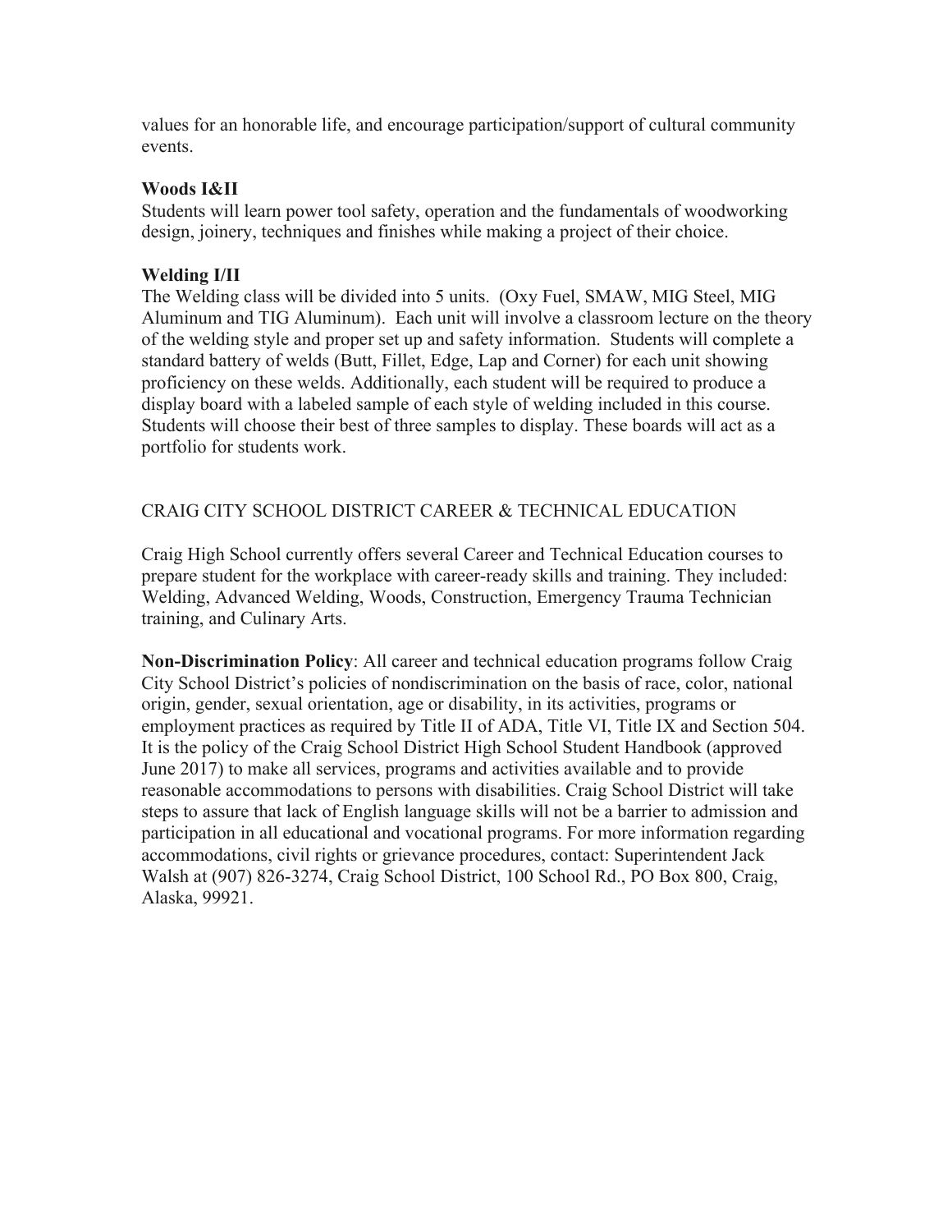values for an honorable life, and encourage participation/support of cultural community events.

**Woods I&II**
Students will learn power tool safety, operation and the fundamentals of woodworking design, joinery, techniques and finishes while making a project of their choice.

**Welding I/II**
The Welding class will be divided into 5 units. (Oxy Fuel, SMAW, MIG Steel, MIG Aluminum and TIG Aluminum). Each unit will involve a classroom lecture on the theory of the welding style and proper set up and safety information. Students will complete a standard battery of welds (Butt, Fillet, Edge, Lap and Corner) for each unit showing proficiency on these welds. Additionally, each student will be required to produce a display board with a labeled sample of each style of welding included in this course. Students will choose their best of three samples to display. These boards will act as a portfolio for students work.

CRAIG CITY SCHOOL DISTRICT CAREER & TECHNICAL EDUCATION

Craig High School currently offers several Career and Technical Education courses to prepare student for the workplace with career-ready skills and training. They included: Welding, Advanced Welding, Woods, Construction, Emergency Trauma Technician training, and Culinary Arts.

**Non-Discrimination Policy**: All career and technical education programs follow Craig City School District's policies of nondiscrimination on the basis of race, color, national origin, gender, sexual orientation, age or disability, in its activities, programs or employment practices as required by Title II of ADA, Title VI, Title IX and Section 504. It is the policy of the Craig School District High School Student Handbook (approved June 2017) to make all services, programs and activities available and to provide reasonable accommodations to persons with disabilities. Craig School District will take steps to assure that lack of English language skills will not be a barrier to admission and participation in all educational and vocational programs. For more information regarding accommodations, civil rights or grievance procedures, contact: Superintendent Jack Walsh at (907) 826-3274, Craig School District, 100 School Rd., PO Box 800, Craig, Alaska, 99921.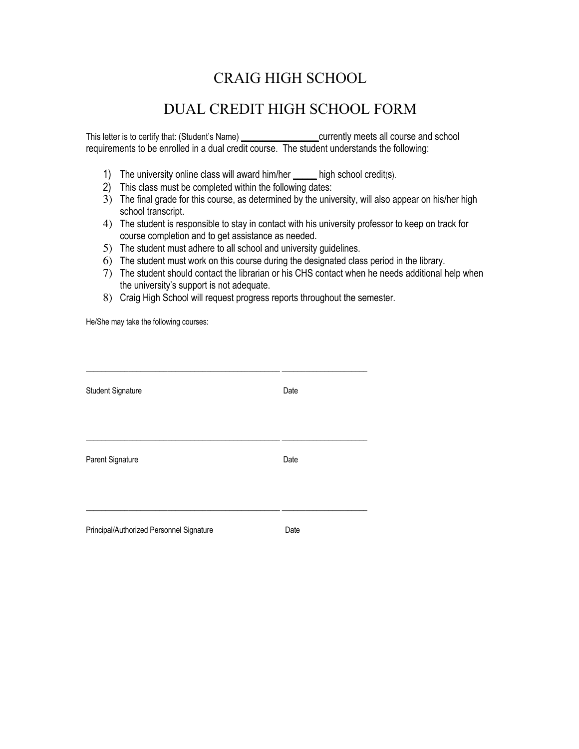# CRAIG HIGH SCHOOL

# DUAL CREDIT HIGH SCHOOL FORM

This letter is to certify that: (Student's Name) ________________currently meets all course and school requirements to be enrolled in a dual credit course. The student understands the following:

1) The university online class will award him/her _____ high school credit(s).
2) This class must be completed within the following dates:
3) The final grade for this course, as determined by the university, will also appear on his/her high school transcript.
4) The student is responsible to stay in contact with his university professor to keep on track for course completion and to get assistance as needed.
5) The student must adhere to all school and university guidelines.
6) The student must work on this course during the designated class period in the library.
7) The student should contact the librarian or his CHS contact when he needs additional help when the university's support is not adequate.
8) Craig High School will request progress reports throughout the semester.

He/She may take the following courses:

_____________________________________________ ____________________

Student Signature Date

_____________________________________________ ____________________

Parent Signature Date

_____________________________________________ ____________________

Principal/Authorized Personnel Signature Date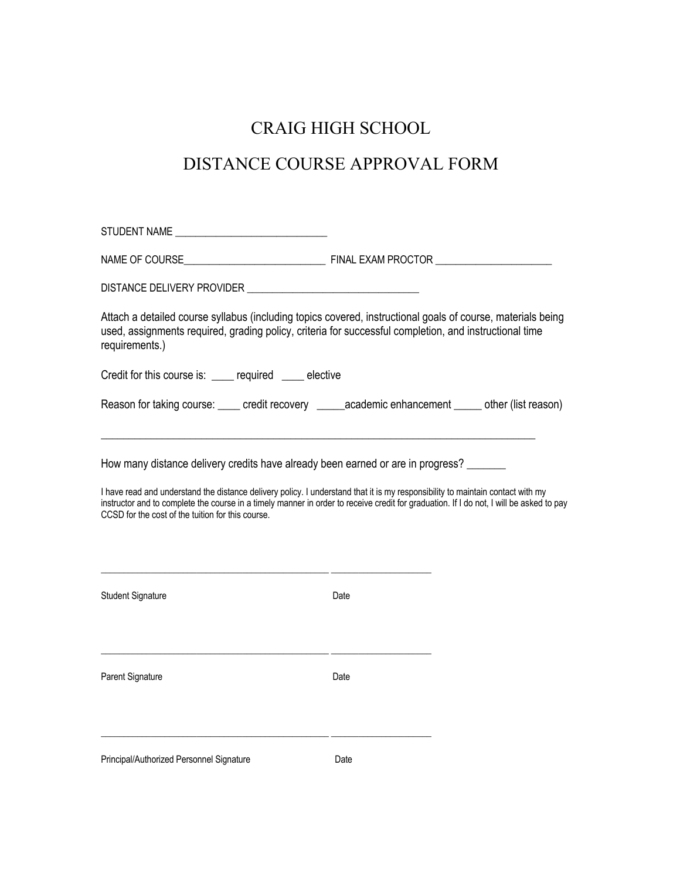# CRAIG HIGH SCHOOL

# DISTANCE COURSE APPROVAL FORM

STUDENT NAME ______________________________

NAME OF COURSE____________________________ FINAL EXAM PROCTOR _______________________

DISTANCE DELIVERY PROVIDER _________________________________

Attach a detailed course syllabus (including topics covered, instructional goals of course, materials being used, assignments required, grading policy, criteria for successful completion, and instructional time requirements.)

Credit for this course is: ____ required ____ elective

Reason for taking course: ____ credit recovery _____academic enhancement _____ other (list reason)

_________________________________________________________________________________

How many distance delivery credits have already been earned or are in progress? _______

I have read and understand the distance delivery policy. I understand that it is my responsibility to maintain contact with my instructor and to complete the course in a timely manner in order to receive credit for graduation. If I do not, I will be asked to pay CCSD for the cost of the tuition for this course.

_____________________________________________ ____________________

Student Signature Date

_____________________________________________ ____________________

Parent Signature Date

_____________________________________________ ____________________

Principal/Authorized Personnel Signature Date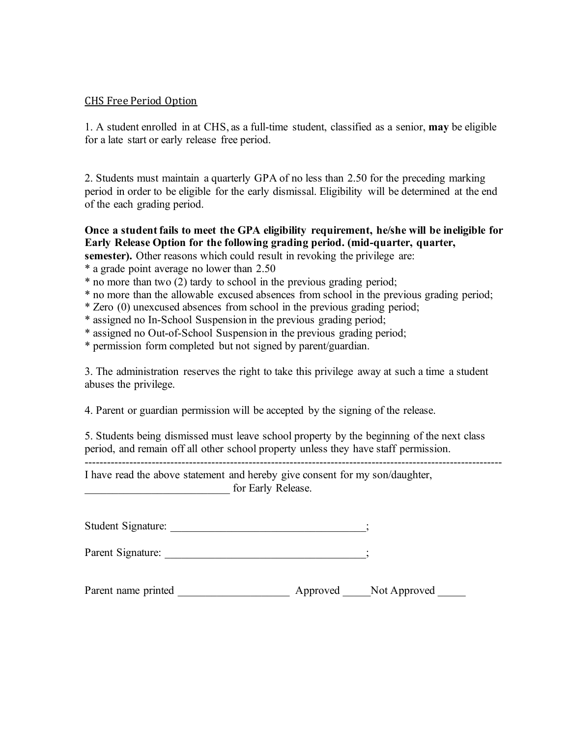CHS Free Period Option

1. A student enrolled in at CHS, as a full-time student, classified as a senior, **may** be eligible for a late start or early release free period.

2. Students must maintain a quarterly GPA of no less than 2.50 for the preceding marking period in order to be eligible for the early dismissal. Eligibility will be determined at the end of the each grading period.

**Once a student fails to meet the GPA eligibility requirement, he/she will be ineligible for Early Release Option for the following grading period. (mid-quarter, quarter, semester).** Other reasons which could result in revoking the privilege are:

* a grade point average no lower than 2.50
* no more than two (2) tardy to school in the previous grading period;
* no more than the allowable excused absences from school in the previous grading period;
* Zero (0) unexcused absences from school in the previous grading period;
* assigned no In-School Suspension in the previous grading period;
* assigned no Out-of-School Suspension in the previous grading period;
* permission form completed but not signed by parent/guardian.

3. The administration reserves the right to take this privilege away at such a time a student abuses the privilege.

4. Parent or guardian permission will be accepted by the signing of the release.

5. Students being dismissed must leave school property by the beginning of the next class period, and remain off all other school property unless they have staff permission.

---

I have read the above statement and hereby give consent for my son/daughter, __________________________ for Early Release.

Student Signature: ___________________________________;

Parent Signature: ____________________________________;

Parent name printed ____________________ Approved _____Not Approved _____